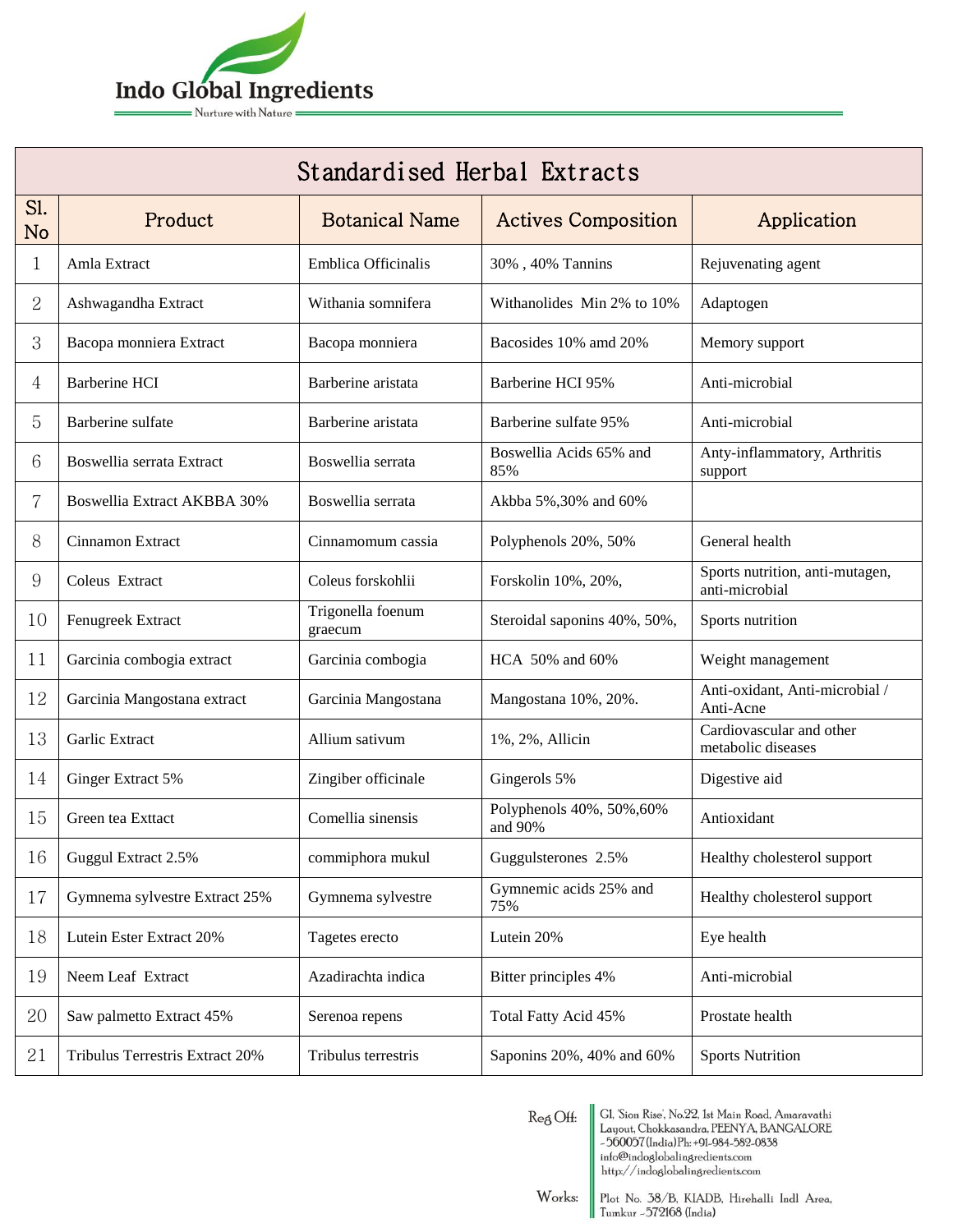# Indo Global Ingredients

Nurture with Nature

| Standardised Herbal Extracts | | | | |
|---|---|---|---|---|
| Sl. No | Product | Botanical Name | Actives Composition | Application |
| 1 | Amla Extract | Emblica Officinalis | 30% , 40% Tannins | Rejuvenating agent |
| 2 | Ashwagandha Extract | Withania somnifera | Withanolides Min 2% to 10% | Adaptogen |
| 3 | Bacopa monniera Extract | Bacopa monniera | Bacosides 10% amd 20% | Memory support |
| 4 | Barberine HCI | Barberine aristata | Barberine HCI 95% | Anti-microbial |
| 5 | Barberine sulfate | Barberine aristata | Barberine sulfate 95% | Anti-microbial |
| 6 | Boswellia serrata Extract | Boswellia serrata | Boswellia Acids 65% and 85% | Anty-inflammatory, Arthritis support |
| 7 | Boswellia Extract AKBBA 30% | Boswellia serrata | Akbba 5%,30% and 60% | |
| 8 | Cinnamon Extract | Cinnamomum cassia | Polyphenols 20%, 50% | General health |
| 9 | Coleus Extract | Coleus forskohlii | Forskolin 10%, 20%, | Sports nutrition, anti-mutagen, anti-microbial |
| 10 | Fenugreek Extract | Trigonella foenum graecum | Steroidal saponins 40%, 50%, | Sports nutrition |
| 11 | Garcinia combogia extract | Garcinia combogia | HCA 50% and 60% | Weight management |
| 12 | Garcinia Mangostana extract | Garcinia Mangostana | Mangostana 10%, 20%. | Anti-oxidant, Anti-microbial / Anti-Acne |
| 13 | Garlic Extract | Allium sativum | 1%, 2%, Allicin | Cardiovascular and other metabolic diseases |
| 14 | Ginger Extract 5% | Zingiber officinale | Gingerols 5% | Digestive aid |
| 15 | Green tea Exttact | Comellia sinensis | Polyphenols 40%, 50%,60% and 90% | Antioxidant |
| 16 | Guggul Extract 2.5% | commiphora mukul | Guggulsterones 2.5% | Healthy cholesterol support |
| 17 | Gymnema sylvestre Extract 25% | Gymnema sylvestre | Gymnemic acids 25% and 75% | Healthy cholesterol support |
| 18 | Lutein Ester Extract 20% | Tagetes erecto | Lutein 20% | Eye health |
| 19 | Neem Leaf Extract | Azadirachta indica | Bitter principles 4% | Anti-microbial |
| 20 | Saw palmetto Extract 45% | Serenoa repens | Total Fatty Acid 45% | Prostate health |
| 21 | Tribulus Terrestris Extract 20% | Tribulus terrestris | Saponins 20%, 40% and 60% | Sports Nutrition |

Reg Off: G1, 'Sion Rise', No.22, 1st Main Road, Amaravathi Layout, Chokkasandra, PEENYA, BANGALORE - 560057 (India) Ph: +91-984-582-0838 info@indoglobalingredients.com http://indoglobalingredients.com

Works: Plot No. 38/B, KIADB, Hirehalli Indl Area, Tumkur - 572168 (India)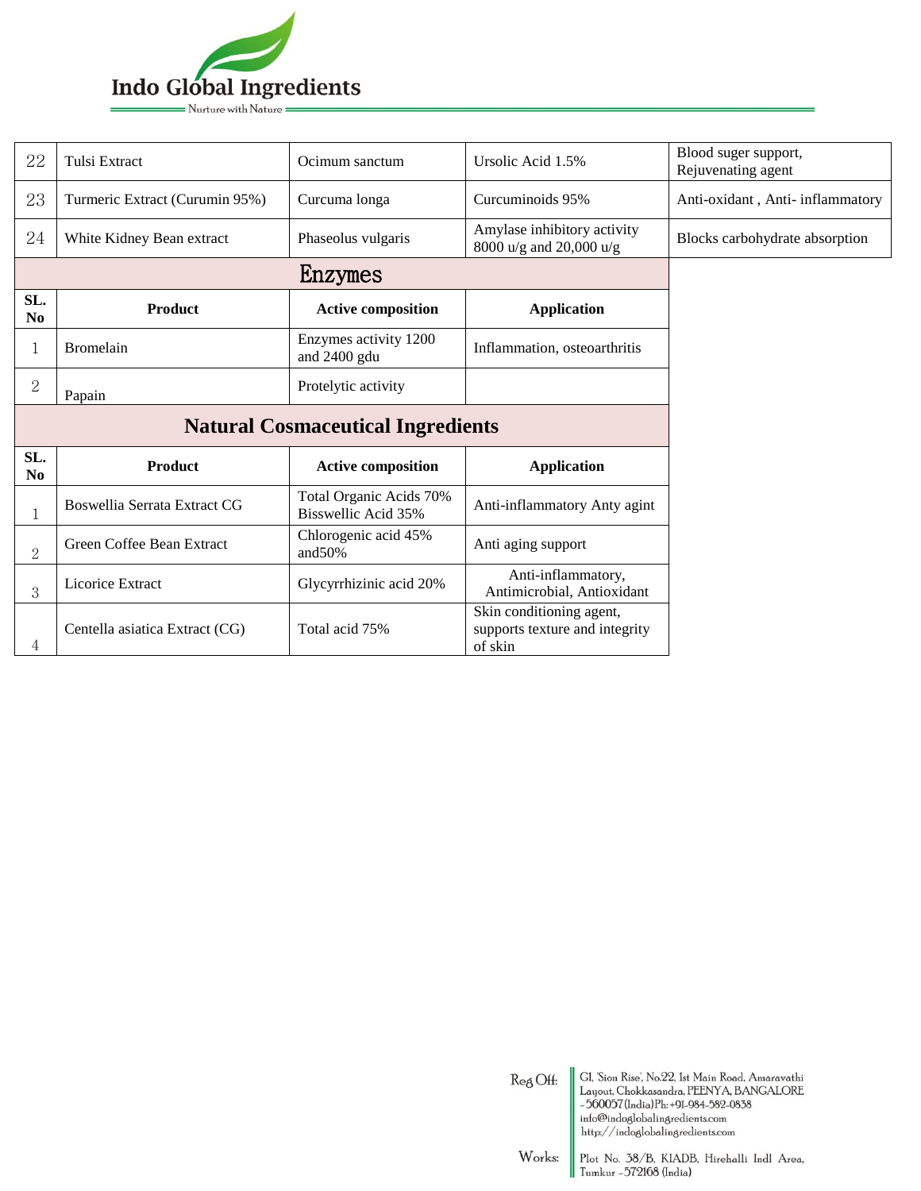| | | | | |
|---|---|---|---|---|
| 22 | Tulsi Extract | Ocimum sanctum | Ursolic Acid 1.5% | Blood suger support, Rejuvenating agent |
| 23 | Turmeric Extract (Curumin 95%) | Curcuma longa | Curcuminoids 95% | Anti-oxidant , Anti- inflammatory |
| 24 | White Kidney Bean extract | Phaseolus vulgaris | Amylase inhibitory activity 8000 u/g and 20,000 u/g | Blocks carbohydrate absorption |

## Enzymes

| SL. No | Product | Active composition | Application |
|---|---|---|---|
| 1 | Bromelain | Enzymes activity 1200 and 2400 gdu | Inflammation, osteoarthritis |
| 2 | Papain | Protelytic activity | |

## Natural Cosmaceutical Ingredients

| SL. No | Product | Active composition | Application |
|---|---|---|---|
| 1 | Boswellia Serrata Extract CG | Total Organic Acids 70% Bisswellic Acid 35% | Anti-inflammatory Anty agint |
| 2 | Green Coffee Bean Extract | Chlorogenic acid 45% and50% | Anti aging support |
| 3 | Licorice Extract | Glycyrrhizinic acid 20% | Anti-inflammatory, Antimicrobial, Antioxidant |
| 4 | Centella asiatica Extract (CG) | Total acid 75% | Skin conditioning agent, supports texture and integrity of skin |

Reg Off: GI, 'Sion Rise', No.22, 1st Main Road, Amaravathi Layout, Chokkasandra, PEENYA, BANGALORE - 560057 (India) Ph: +91-984-582-0838
info@indoglobalingredients.com
http://indoglobalingredients.com

Works: Plot No. 38/B, KIADB, Hirehalli Indl Area, Tumkur - 572168 (India)